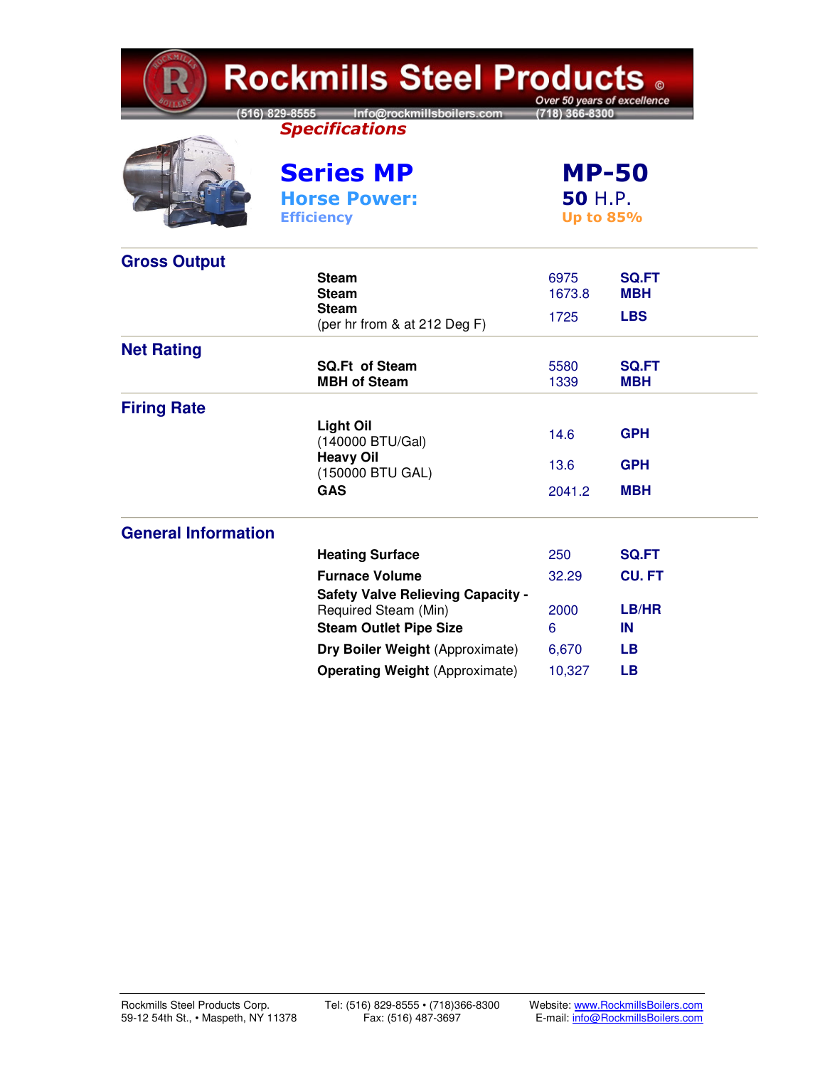# Rockmills Steel Products ©

Over 50 years of excellence

(516) 829-8555 Info@rockmillsboilers.com (718) 366-8300

## Specifications

| | |
|---|---|
| **Series MP** | **MP-50** |
| **Horse Power:** | **50** H.P. |
| **Efficiency** | **Up to 85%** |

## Gross Output

| | | |
|---|---|---|
| **Steam** | 6975 | **SQ.FT** |
| **Steam** | 1673.8 | **MBH** |
| **Steam** (per hr from & at 212 Deg F) | 1725 | **LBS** |

## Net Rating

| | | |
|---|---|---|
| **SQ.Ft of Steam** | 5580 | **SQ.FT** |
| **MBH of Steam** | 1339 | **MBH** |

## Firing Rate

| | | |
|---|---|---|
| **Light Oil** (140000 BTU/Gal) | 14.6 | **GPH** |
| **Heavy Oil** (150000 BTU GAL) | 13.6 | **GPH** |
| **GAS** | 2041.2 | **MBH** |

## General Information

| | | |
|---|---|---|
| **Heating Surface** | 250 | **SQ.FT** |
| **Furnace Volume** | 32.29 | **CU. FT** |
| **Safety Valve Relieving Capacity -** Required Steam (Min) | 2000 | **LB/HR** |
| **Steam Outlet Pipe Size** | 6 | **IN** |
| **Dry Boiler Weight** (Approximate) | 6,670 | **LB** |
| **Operating Weight** (Approximate) | 10,327 | **LB** |

Rockmills Steel Products Corp.
59-12 54th St., • Maspeth, NY 11378

Tel: (516) 829-8555 • (718)366-8300
Fax: (516) 487-3697

Website: www.RockmillsBoilers.com
E-mail: info@RockmillsBoilers.com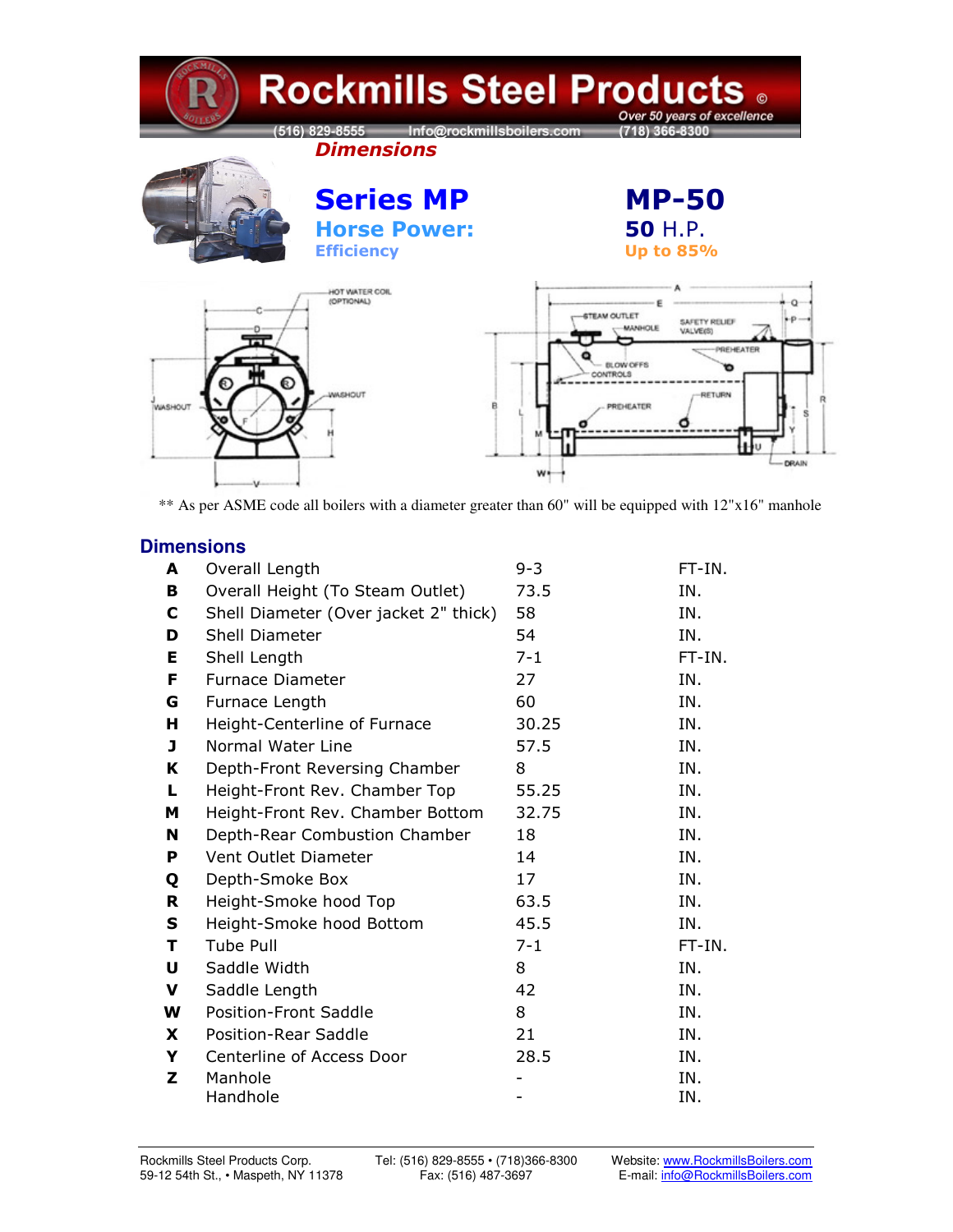# Rockmills Steel Products

Over 50 years of excellence

(516) 829-8555 Info@rockmillsboilers.com (718) 366-8300

## Dimensions

## Series MP

**Horse Power:**

**Efficiency**

## MP-50

**50** H.P.

**Up to 85%**

HOT WATER COIL (OPTIONAL)

C

D

WASHOUT

WASHOUT

F

H

V

A

E

Q

P

STEAM OUTLET

MANHOLE

SAFETY RELIEF VALVE(S)

PREHEATER

BLOW OFFS CONTROLS

RETURN

PREHEATER

B

L

M

R

S

Y

U

W

DRAIN

** As per ASME code all boilers with a diameter greater than 60" will be equipped with 12"x16" manhole

## Dimensions

| | | | |
|---|---|---|---|
| **A** | Overall Length | 9-3 | FT-IN. |
| **B** | Overall Height (To Steam Outlet) | 73.5 | IN. |
| **C** | Shell Diameter (Over jacket 2" thick) | 58 | IN. |
| **D** | Shell Diameter | 54 | IN. |
| **E** | Shell Length | 7-1 | FT-IN. |
| **F** | Furnace Diameter | 27 | IN. |
| **G** | Furnace Length | 60 | IN. |
| **H** | Height-Centerline of Furnace | 30.25 | IN. |
| **J** | Normal Water Line | 57.5 | IN. |
| **K** | Depth-Front Reversing Chamber | 8 | IN. |
| **L** | Height-Front Rev. Chamber Top | 55.25 | IN. |
| **M** | Height-Front Rev. Chamber Bottom | 32.75 | IN. |
| **N** | Depth-Rear Combustion Chamber | 18 | IN. |
| **P** | Vent Outlet Diameter | 14 | IN. |
| **Q** | Depth-Smoke Box | 17 | IN. |
| **R** | Height-Smoke hood Top | 63.5 | IN. |
| **S** | Height-Smoke hood Bottom | 45.5 | IN. |
| **T** | Tube Pull | 7-1 | FT-IN. |
| **U** | Saddle Width | 8 | IN. |
| **V** | Saddle Length | 42 | IN. |
| **W** | Position-Front Saddle | 8 | IN. |
| **X** | Position-Rear Saddle | 21 | IN. |
| **Y** | Centerline of Access Door | 28.5 | IN. |
| **Z** | Manhole | - | IN. |
| | Handhole | - | IN. |

Rockmills Steel Products Corp.
59-12 54th St., • Maspeth, NY 11378

Tel: (516) 829-8555 • (718)366-8300
Fax: (516) 487-3697

Website: www.RockmillsBoilers.com
E-mail: info@RockmillsBoilers.com